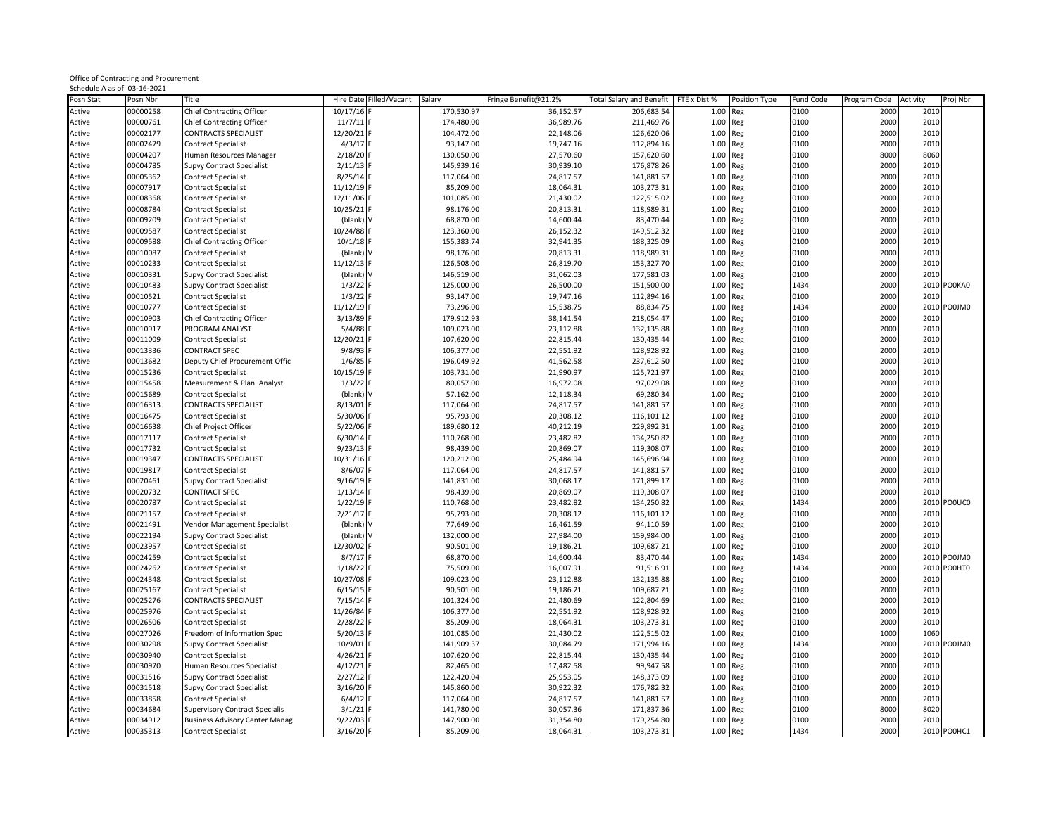Office of Contracting and Procurement
Schedule A as of 03-16-2021

| Posn Stat | Posn Nbr | Title | Hire Date | Filled/Vacant | Salary | Fringe Benefit@21.2% | Total Salary and Benefit | FTE x Dist % | Position Type | Fund Code | Program Code | Activity | Proj Nbr |
|---|---|---|---|---|---|---|---|---|---|---|---|---|---|
| Active | 00000258 | Chief Contracting Officer | 10/17/16 | F | 170,530.97 | 36,152.57 | 206,683.54 | 1.00 | Reg | 0100 | 2000 | 2010 | |
| Active | 00000761 | Chief Contracting Officer | 11/7/11 | F | 174,480.00 | 36,989.76 | 211,469.76 | 1.00 | Reg | 0100 | 2000 | 2010 | |
| Active | 00002177 | CONTRACTS SPECIALIST | 12/20/21 | F | 104,472.00 | 22,148.06 | 126,620.06 | 1.00 | Reg | 0100 | 2000 | 2010 | |
| Active | 00002479 | Contract Specialist | 4/3/17 | F | 93,147.00 | 19,747.16 | 112,894.16 | 1.00 | Reg | 0100 | 2000 | 2010 | |
| Active | 00004207 | Human Resources Manager | 2/18/20 | F | 130,050.00 | 27,570.60 | 157,620.60 | 1.00 | Reg | 0100 | 8000 | 8060 | |
| Active | 00004785 | Supvy Contract Specialist | 2/11/13 | F | 145,939.16 | 30,939.10 | 176,878.26 | 1.00 | Reg | 0100 | 2000 | 2010 | |
| Active | 00005362 | Contract Specialist | 8/25/14 | F | 117,064.00 | 24,817.57 | 141,881.57 | 1.00 | Reg | 0100 | 2000 | 2010 | |
| Active | 00007917 | Contract Specialist | 11/12/19 | F | 85,209.00 | 18,064.31 | 103,273.31 | 1.00 | Reg | 0100 | 2000 | 2010 | |
| Active | 00008368 | Contract Specialist | 12/11/06 | F | 101,085.00 | 21,430.02 | 122,515.02 | 1.00 | Reg | 0100 | 2000 | 2010 | |
| Active | 00008784 | Contract Specialist | 10/25/21 | F | 98,176.00 | 20,813.31 | 118,989.31 | 1.00 | Reg | 0100 | 2000 | 2010 | |
| Active | 00009209 | Contract Specialist | (blank) | V | 68,870.00 | 14,600.44 | 83,470.44 | 1.00 | Reg | 0100 | 2000 | 2010 | |
| Active | 00009587 | Contract Specialist | 10/24/88 | F | 123,360.00 | 26,152.32 | 149,512.32 | 1.00 | Reg | 0100 | 2000 | 2010 | |
| Active | 00009588 | Chief Contracting Officer | 10/1/18 | F | 155,383.74 | 32,941.35 | 188,325.09 | 1.00 | Reg | 0100 | 2000 | 2010 | |
| Active | 00010087 | Contract Specialist | (blank) | V | 98,176.00 | 20,813.31 | 118,989.31 | 1.00 | Reg | 0100 | 2000 | 2010 | |
| Active | 00010233 | Contract Specialist | 11/12/13 | F | 126,508.00 | 26,819.70 | 153,327.70 | 1.00 | Reg | 0100 | 2000 | 2010 | |
| Active | 00010331 | Supvy Contract Specialist | (blank) | V | 146,519.00 | 31,062.03 | 177,581.03 | 1.00 | Reg | 0100 | 2000 | 2010 | |
| Active | 00010483 | Supvy Contract Specialist | 1/3/22 | F | 125,000.00 | 26,500.00 | 151,500.00 | 1.00 | Reg | 1434 | 2000 | 2010 | PO0KA0 |
| Active | 00010521 | Contract Specialist | 1/3/22 | F | 93,147.00 | 19,747.16 | 112,894.16 | 1.00 | Reg | 0100 | 2000 | 2010 | |
| Active | 00010777 | Contract Specialist | 11/12/19 | F | 73,296.00 | 15,538.75 | 88,834.75 | 1.00 | Reg | 1434 | 2000 | 2010 | PO0JM0 |
| Active | 00010903 | Chief Contracting Officer | 3/13/89 | F | 179,912.93 | 38,141.54 | 218,054.47 | 1.00 | Reg | 0100 | 2000 | 2010 | |
| Active | 00010917 | PROGRAM ANALYST | 5/4/88 | F | 109,023.00 | 23,112.88 | 132,135.88 | 1.00 | Reg | 0100 | 2000 | 2010 | |
| Active | 00011009 | Contract Specialist | 12/20/21 | F | 107,620.00 | 22,815.44 | 130,435.44 | 1.00 | Reg | 0100 | 2000 | 2010 | |
| Active | 00013336 | CONTRACT SPEC | 9/8/93 | F | 106,377.00 | 22,551.92 | 128,928.92 | 1.00 | Reg | 0100 | 2000 | 2010 | |
| Active | 00013682 | Deputy Chief Procurement Offic | 1/6/85 | F | 196,049.92 | 41,562.58 | 237,612.50 | 1.00 | Reg | 0100 | 2000 | 2010 | |
| Active | 00015236 | Contract Specialist | 10/15/19 | F | 103,731.00 | 21,990.97 | 125,721.97 | 1.00 | Reg | 0100 | 2000 | 2010 | |
| Active | 00015458 | Measurement & Plan. Analyst | 1/3/22 | F | 80,057.00 | 16,972.08 | 97,029.08 | 1.00 | Reg | 0100 | 2000 | 2010 | |
| Active | 00015689 | Contract Specialist | (blank) | V | 57,162.00 | 12,118.34 | 69,280.34 | 1.00 | Reg | 0100 | 2000 | 2010 | |
| Active | 00016313 | CONTRACTS SPECIALIST | 8/13/01 | F | 117,064.00 | 24,817.57 | 141,881.57 | 1.00 | Reg | 0100 | 2000 | 2010 | |
| Active | 00016475 | Contract Specialist | 5/30/06 | F | 95,793.00 | 20,308.12 | 116,101.12 | 1.00 | Reg | 0100 | 2000 | 2010 | |
| Active | 00016638 | Chief Project Officer | 5/22/06 | F | 189,680.12 | 40,212.19 | 229,892.31 | 1.00 | Reg | 0100 | 2000 | 2010 | |
| Active | 00017117 | Contract Specialist | 6/30/14 | F | 110,768.00 | 23,482.82 | 134,250.82 | 1.00 | Reg | 0100 | 2000 | 2010 | |
| Active | 00017732 | Contract Specialist | 9/23/13 | F | 98,439.00 | 20,869.07 | 119,308.07 | 1.00 | Reg | 0100 | 2000 | 2010 | |
| Active | 00019347 | CONTRACTS SPECIALIST | 10/31/16 | F | 120,212.00 | 25,484.94 | 145,696.94 | 1.00 | Reg | 0100 | 2000 | 2010 | |
| Active | 00019817 | Contract Specialist | 8/6/07 | F | 117,064.00 | 24,817.57 | 141,881.57 | 1.00 | Reg | 0100 | 2000 | 2010 | |
| Active | 00020461 | Supvy Contract Specialist | 9/16/19 | F | 141,831.00 | 30,068.17 | 171,899.17 | 1.00 | Reg | 0100 | 2000 | 2010 | |
| Active | 00020732 | CONTRACT SPEC | 1/13/14 | F | 98,439.00 | 20,869.07 | 119,308.07 | 1.00 | Reg | 0100 | 2000 | 2010 | |
| Active | 00020787 | Contract Specialist | 1/22/19 | F | 110,768.00 | 23,482.82 | 134,250.82 | 1.00 | Reg | 1434 | 2000 | 2010 | PO0UC0 |
| Active | 00021157 | Contract Specialist | 2/21/17 | F | 95,793.00 | 20,308.12 | 116,101.12 | 1.00 | Reg | 0100 | 2000 | 2010 | |
| Active | 00021491 | Vendor Management Specialist | (blank) | V | 77,649.00 | 16,461.59 | 94,110.59 | 1.00 | Reg | 0100 | 2000 | 2010 | |
| Active | 00022194 | Supvy Contract Specialist | (blank) | V | 132,000.00 | 27,984.00 | 159,984.00 | 1.00 | Reg | 0100 | 2000 | 2010 | |
| Active | 00023957 | Contract Specialist | 12/30/02 | F | 90,501.00 | 19,186.21 | 109,687.21 | 1.00 | Reg | 0100 | 2000 | 2010 | |
| Active | 00024259 | Contract Specialist | 8/7/17 | F | 68,870.00 | 14,600.44 | 83,470.44 | 1.00 | Reg | 1434 | 2000 | 2010 | PO0JM0 |
| Active | 00024262 | Contract Specialist | 1/18/22 | F | 75,509.00 | 16,007.91 | 91,516.91 | 1.00 | Reg | 1434 | 2000 | 2010 | PO0HT0 |
| Active | 00024348 | Contract Specialist | 10/27/08 | F | 109,023.00 | 23,112.88 | 132,135.88 | 1.00 | Reg | 0100 | 2000 | 2010 | |
| Active | 00025167 | Contract Specialist | 6/15/15 | F | 90,501.00 | 19,186.21 | 109,687.21 | 1.00 | Reg | 0100 | 2000 | 2010 | |
| Active | 00025276 | CONTRACTS SPECIALIST | 7/15/14 | F | 101,324.00 | 21,480.69 | 122,804.69 | 1.00 | Reg | 0100 | 2000 | 2010 | |
| Active | 00025976 | Contract Specialist | 11/26/84 | F | 106,377.00 | 22,551.92 | 128,928.92 | 1.00 | Reg | 0100 | 2000 | 2010 | |
| Active | 00026506 | Contract Specialist | 2/28/22 | F | 85,209.00 | 18,064.31 | 103,273.31 | 1.00 | Reg | 0100 | 2000 | 2010 | |
| Active | 00027026 | Freedom of Information Spec | 5/20/13 | F | 101,085.00 | 21,430.02 | 122,515.02 | 1.00 | Reg | 0100 | 1000 | 1060 | |
| Active | 00030298 | Supvy Contract Specialist | 10/9/01 | F | 141,909.37 | 30,084.79 | 171,994.16 | 1.00 | Reg | 1434 | 2000 | 2010 | PO0JM0 |
| Active | 00030940 | Contract Specialist | 4/26/21 | F | 107,620.00 | 22,815.44 | 130,435.44 | 1.00 | Reg | 0100 | 2000 | 2010 | |
| Active | 00030970 | Human Resources Specialist | 4/12/21 | F | 82,465.00 | 17,482.58 | 99,947.58 | 1.00 | Reg | 0100 | 2000 | 2010 | |
| Active | 00031516 | Supvy Contract Specialist | 2/27/12 | F | 122,420.04 | 25,953.05 | 148,373.09 | 1.00 | Reg | 0100 | 2000 | 2010 | |
| Active | 00031518 | Supvy Contract Specialist | 3/16/20 | F | 145,860.00 | 30,922.32 | 176,782.32 | 1.00 | Reg | 0100 | 2000 | 2010 | |
| Active | 00033858 | Contract Specialist | 6/4/12 | F | 117,064.00 | 24,817.57 | 141,881.57 | 1.00 | Reg | 0100 | 2000 | 2010 | |
| Active | 00034684 | Supervisory Contract Specialis | 3/1/21 | F | 141,780.00 | 30,057.36 | 171,837.36 | 1.00 | Reg | 0100 | 8000 | 8020 | |
| Active | 00034912 | Business Advisory Center Manag | 9/22/03 | F | 147,900.00 | 31,354.80 | 179,254.80 | 1.00 | Reg | 0100 | 2000 | 2010 | |
| Active | 00035313 | Contract Specialist | 3/16/20 | F | 85,209.00 | 18,064.31 | 103,273.31 | 1.00 | Reg | 1434 | 2000 | 2010 | PO0HC1 |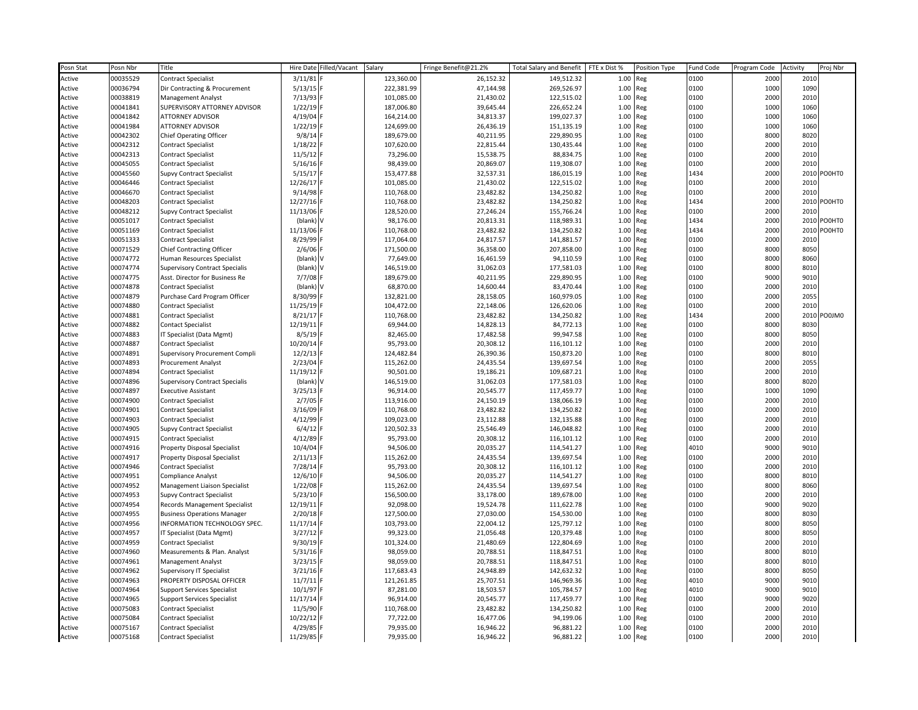| Posn Stat | Posn Nbr | Title | Hire Date | Filled/Vacant | Salary | Fringe Benefit@21.2% | Total Salary and Benefit | FTE x Dist % | Position Type | Fund Code | Program Code | Activity | Proj Nbr |
|---|---|---|---|---|---|---|---|---|---|---|---|---|---|
| Active | 00035529 | Contract Specialist | 3/11/81 | F | 123,360.00 | 26,152.32 | 149,512.32 | 1.00 | Reg | 0100 | 2000 | 2010 | |
| Active | 00036794 | Dir Contracting & Procurement | 5/13/15 | F | 222,381.99 | 47,144.98 | 269,526.97 | 1.00 | Reg | 0100 | 1000 | 1090 | |
| Active | 00038819 | Management Analyst | 7/13/93 | F | 101,085.00 | 21,430.02 | 122,515.02 | 1.00 | Reg | 0100 | 2000 | 2010 | |
| Active | 00041841 | SUPERVISORY ATTORNEY ADVISOR | 1/22/19 | F | 187,006.80 | 39,645.44 | 226,652.24 | 1.00 | Reg | 0100 | 1000 | 1060 | |
| Active | 00041842 | ATTORNEY ADVISOR | 4/19/04 | F | 164,214.00 | 34,813.37 | 199,027.37 | 1.00 | Reg | 0100 | 1000 | 1060 | |
| Active | 00041984 | ATTORNEY ADVISOR | 1/22/19 | F | 124,699.00 | 26,436.19 | 151,135.19 | 1.00 | Reg | 0100 | 1000 | 1060 | |
| Active | 00042302 | Chief Operating Officer | 9/8/14 | F | 189,679.00 | 40,211.95 | 229,890.95 | 1.00 | Reg | 0100 | 8000 | 8020 | |
| Active | 00042312 | Contract Specialist | 1/18/22 | F | 107,620.00 | 22,815.44 | 130,435.44 | 1.00 | Reg | 0100 | 2000 | 2010 | |
| Active | 00042313 | Contract Specialist | 11/5/12 | F | 73,296.00 | 15,538.75 | 88,834.75 | 1.00 | Reg | 0100 | 2000 | 2010 | |
| Active | 00045055 | Contract Specialist | 5/16/16 | F | 98,439.00 | 20,869.07 | 119,308.07 | 1.00 | Reg | 0100 | 2000 | 2010 | |
| Active | 00045560 | Supvy Contract Specialist | 5/15/17 | F | 153,477.88 | 32,537.31 | 186,015.19 | 1.00 | Reg | 1434 | 2000 | 2010 | PO0HT0 |
| Active | 00046446 | Contract Specialist | 12/26/17 | F | 101,085.00 | 21,430.02 | 122,515.02 | 1.00 | Reg | 0100 | 2000 | 2010 | |
| Active | 00046670 | Contract Specialist | 9/14/98 | F | 110,768.00 | 23,482.82 | 134,250.82 | 1.00 | Reg | 0100 | 2000 | 2010 | |
| Active | 00048203 | Contract Specialist | 12/27/16 | F | 110,768.00 | 23,482.82 | 134,250.82 | 1.00 | Reg | 1434 | 2000 | 2010 | PO0HT0 |
| Active | 00048212 | Supvy Contract Specialist | 11/13/06 | F | 128,520.00 | 27,246.24 | 155,766.24 | 1.00 | Reg | 0100 | 2000 | 2010 | |
| Active | 00051017 | Contract Specialist | (blank) | V | 98,176.00 | 20,813.31 | 118,989.31 | 1.00 | Reg | 1434 | 2000 | 2010 | PO0HT0 |
| Active | 00051169 | Contract Specialist | 11/13/06 | F | 110,768.00 | 23,482.82 | 134,250.82 | 1.00 | Reg | 1434 | 2000 | 2010 | PO0HT0 |
| Active | 00051333 | Contract Specialist | 8/29/99 | F | 117,064.00 | 24,817.57 | 141,881.57 | 1.00 | Reg | 0100 | 2000 | 2010 | |
| Active | 00071529 | Chief Contracting Officer | 2/6/06 | F | 171,500.00 | 36,358.00 | 207,858.00 | 1.00 | Reg | 0100 | 8000 | 8050 | |
| Active | 00074772 | Human Resources Specialist | (blank) | V | 77,649.00 | 16,461.59 | 94,110.59 | 1.00 | Reg | 0100 | 8000 | 8060 | |
| Active | 00074774 | Supervisory Contract Specialis | (blank) | V | 146,519.00 | 31,062.03 | 177,581.03 | 1.00 | Reg | 0100 | 8000 | 8010 | |
| Active | 00074775 | Asst. Director for Business Re | 7/7/08 | F | 189,679.00 | 40,211.95 | 229,890.95 | 1.00 | Reg | 0100 | 9000 | 9010 | |
| Active | 00074878 | Contract Specialist | (blank) | V | 68,870.00 | 14,600.44 | 83,470.44 | 1.00 | Reg | 0100 | 2000 | 2010 | |
| Active | 00074879 | Purchase Card Program Officer | 8/30/99 | F | 132,821.00 | 28,158.05 | 160,979.05 | 1.00 | Reg | 0100 | 2000 | 2055 | |
| Active | 00074880 | Contract Specialist | 11/25/19 | F | 104,472.00 | 22,148.06 | 126,620.06 | 1.00 | Reg | 0100 | 2000 | 2010 | |
| Active | 00074881 | Contract Specialist | 8/21/17 | F | 110,768.00 | 23,482.82 | 134,250.82 | 1.00 | Reg | 1434 | 2000 | 2010 | PO0JM0 |
| Active | 00074882 | Contact Specialist | 12/19/11 | F | 69,944.00 | 14,828.13 | 84,772.13 | 1.00 | Reg | 0100 | 8000 | 8030 | |
| Active | 00074883 | IT Specialist (Data Mgmt) | 8/5/19 | F | 82,465.00 | 17,482.58 | 99,947.58 | 1.00 | Reg | 0100 | 8000 | 8050 | |
| Active | 00074887 | Contract Specialist | 10/20/14 | F | 95,793.00 | 20,308.12 | 116,101.12 | 1.00 | Reg | 0100 | 2000 | 2010 | |
| Active | 00074891 | Supervisory Procurement Compli | 12/2/13 | F | 124,482.84 | 26,390.36 | 150,873.20 | 1.00 | Reg | 0100 | 8000 | 8010 | |
| Active | 00074893 | Procurement Analyst | 2/23/04 | F | 115,262.00 | 24,435.54 | 139,697.54 | 1.00 | Reg | 0100 | 2000 | 2055 | |
| Active | 00074894 | Contract Specialist | 11/19/12 | F | 90,501.00 | 19,186.21 | 109,687.21 | 1.00 | Reg | 0100 | 2000 | 2010 | |
| Active | 00074896 | Supervisory Contract Specialis | (blank) | V | 146,519.00 | 31,062.03 | 177,581.03 | 1.00 | Reg | 0100 | 8000 | 8020 | |
| Active | 00074897 | Executive Assistant | 3/25/13 | F | 96,914.00 | 20,545.77 | 117,459.77 | 1.00 | Reg | 0100 | 1000 | 1090 | |
| Active | 00074900 | Contract Specialist | 2/7/05 | F | 113,916.00 | 24,150.19 | 138,066.19 | 1.00 | Reg | 0100 | 2000 | 2010 | |
| Active | 00074901 | Contract Specialist | 3/16/09 | F | 110,768.00 | 23,482.82 | 134,250.82 | 1.00 | Reg | 0100 | 2000 | 2010 | |
| Active | 00074903 | Contract Specialist | 4/12/99 | F | 109,023.00 | 23,112.88 | 132,135.88 | 1.00 | Reg | 0100 | 2000 | 2010 | |
| Active | 00074905 | Supvy Contract Specialist | 6/4/12 | F | 120,502.33 | 25,546.49 | 146,048.82 | 1.00 | Reg | 0100 | 2000 | 2010 | |
| Active | 00074915 | Contract Specialist | 4/12/89 | F | 95,793.00 | 20,308.12 | 116,101.12 | 1.00 | Reg | 0100 | 2000 | 2010 | |
| Active | 00074916 | Property Disposal Specialist | 10/4/04 | F | 94,506.00 | 20,035.27 | 114,541.27 | 1.00 | Reg | 4010 | 9000 | 9010 | |
| Active | 00074917 | Property Disposal Specialist | 2/11/13 | F | 115,262.00 | 24,435.54 | 139,697.54 | 1.00 | Reg | 0100 | 2000 | 2010 | |
| Active | 00074946 | Contract Specialist | 7/28/14 | F | 95,793.00 | 20,308.12 | 116,101.12 | 1.00 | Reg | 0100 | 2000 | 2010 | |
| Active | 00074951 | Compliance Analyst | 12/6/10 | F | 94,506.00 | 20,035.27 | 114,541.27 | 1.00 | Reg | 0100 | 8000 | 8010 | |
| Active | 00074952 | Management Liaison Specialist | 1/22/08 | F | 115,262.00 | 24,435.54 | 139,697.54 | 1.00 | Reg | 0100 | 8000 | 8060 | |
| Active | 00074953 | Supvy Contract Specialist | 5/23/10 | F | 156,500.00 | 33,178.00 | 189,678.00 | 1.00 | Reg | 0100 | 2000 | 2010 | |
| Active | 00074954 | Records Management Specialist | 12/19/11 | F | 92,098.00 | 19,524.78 | 111,622.78 | 1.00 | Reg | 0100 | 9000 | 9020 | |
| Active | 00074955 | Business Operations Manager | 2/20/18 | F | 127,500.00 | 27,030.00 | 154,530.00 | 1.00 | Reg | 0100 | 8000 | 8030 | |
| Active | 00074956 | INFORMATION TECHNOLOGY SPEC. | 11/17/14 | F | 103,793.00 | 22,004.12 | 125,797.12 | 1.00 | Reg | 0100 | 8000 | 8050 | |
| Active | 00074957 | IT Specialist (Data Mgmt) | 3/27/12 | F | 99,323.00 | 21,056.48 | 120,379.48 | 1.00 | Reg | 0100 | 8000 | 8050 | |
| Active | 00074959 | Contract Specialist | 9/30/19 | F | 101,324.00 | 21,480.69 | 122,804.69 | 1.00 | Reg | 0100 | 2000 | 2010 | |
| Active | 00074960 | Measurements & Plan. Analyst | 5/31/16 | F | 98,059.00 | 20,788.51 | 118,847.51 | 1.00 | Reg | 0100 | 8000 | 8010 | |
| Active | 00074961 | Management Analyst | 3/23/15 | F | 98,059.00 | 20,788.51 | 118,847.51 | 1.00 | Reg | 0100 | 8000 | 8010 | |
| Active | 00074962 | Supervisory IT Specialist | 3/21/16 | F | 117,683.43 | 24,948.89 | 142,632.32 | 1.00 | Reg | 0100 | 8000 | 8050 | |
| Active | 00074963 | PROPERTY DISPOSAL OFFICER | 11/7/11 | F | 121,261.85 | 25,707.51 | 146,969.36 | 1.00 | Reg | 4010 | 9000 | 9010 | |
| Active | 00074964 | Support Services Specialist | 10/1/97 | F | 87,281.00 | 18,503.57 | 105,784.57 | 1.00 | Reg | 4010 | 9000 | 9010 | |
| Active | 00074965 | Support Services Specialist | 11/17/14 | F | 96,914.00 | 20,545.77 | 117,459.77 | 1.00 | Reg | 0100 | 9000 | 9020 | |
| Active | 00075083 | Contract Specialist | 11/5/90 | F | 110,768.00 | 23,482.82 | 134,250.82 | 1.00 | Reg | 0100 | 2000 | 2010 | |
| Active | 00075084 | Contract Specialist | 10/22/12 | F | 77,722.00 | 16,477.06 | 94,199.06 | 1.00 | Reg | 0100 | 2000 | 2010 | |
| Active | 00075167 | Contract Specialist | 4/29/85 | F | 79,935.00 | 16,946.22 | 96,881.22 | 1.00 | Reg | 0100 | 2000 | 2010 | |
| Active | 00075168 | Contract Specialist | 11/29/85 | F | 79,935.00 | 16,946.22 | 96,881.22 | 1.00 | Reg | 0100 | 2000 | 2010 | |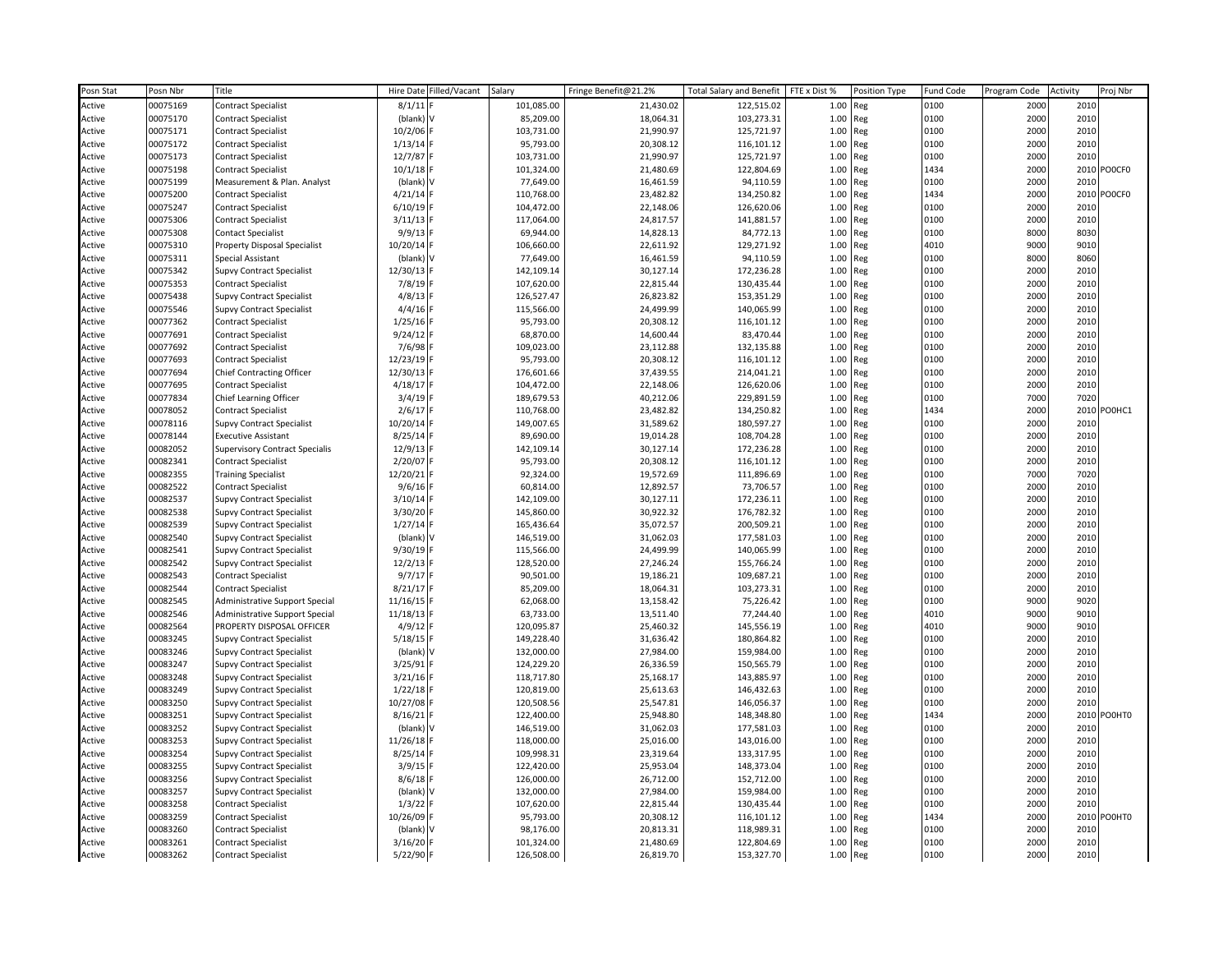| Posn Stat | Posn Nbr | Title | Hire Date | Filled/Vacant | Salary | Fringe Benefit@21.2% | Total Salary and Benefit | FTE x Dist % | Position Type | Fund Code | Program Code | Activity | Proj Nbr |
|---|---|---|---|---|---|---|---|---|---|---|---|---|---|
| Active | 00075169 | Contract Specialist | 8/1/11 | F | 101,085.00 | 21,430.02 | 122,515.02 | 1.00 | Reg | 0100 | 2000 | 2010 | |
| Active | 00075170 | Contract Specialist | (blank) | V | 85,209.00 | 18,064.31 | 103,273.31 | 1.00 | Reg | 0100 | 2000 | 2010 | |
| Active | 00075171 | Contract Specialist | 10/2/06 | F | 103,731.00 | 21,990.97 | 125,721.97 | 1.00 | Reg | 0100 | 2000 | 2010 | |
| Active | 00075172 | Contract Specialist | 1/13/14 | F | 95,793.00 | 20,308.12 | 116,101.12 | 1.00 | Reg | 0100 | 2000 | 2010 | |
| Active | 00075173 | Contract Specialist | 12/7/87 | F | 103,731.00 | 21,990.97 | 125,721.97 | 1.00 | Reg | 0100 | 2000 | 2010 | |
| Active | 00075198 | Contract Specialist | 10/1/18 | F | 101,324.00 | 21,480.69 | 122,804.69 | 1.00 | Reg | 1434 | 2000 | 2010 | PO0CF0 |
| Active | 00075199 | Measurement & Plan. Analyst | (blank) | V | 77,649.00 | 16,461.59 | 94,110.59 | 1.00 | Reg | 0100 | 2000 | 2010 | |
| Active | 00075200 | Contract Specialist | 4/21/14 | F | 110,768.00 | 23,482.82 | 134,250.82 | 1.00 | Reg | 1434 | 2000 | 2010 | PO0CF0 |
| Active | 00075247 | Contract Specialist | 6/10/19 | F | 104,472.00 | 22,148.06 | 126,620.06 | 1.00 | Reg | 0100 | 2000 | 2010 | |
| Active | 00075306 | Contract Specialist | 3/11/13 | F | 117,064.00 | 24,817.57 | 141,881.57 | 1.00 | Reg | 0100 | 2000 | 2010 | |
| Active | 00075308 | Contact Specialist | 9/9/13 | F | 69,944.00 | 14,828.13 | 84,772.13 | 1.00 | Reg | 0100 | 8000 | 8030 | |
| Active | 00075310 | Property Disposal Specialist | 10/20/14 | F | 106,660.00 | 22,611.92 | 129,271.92 | 1.00 | Reg | 4010 | 9000 | 9010 | |
| Active | 00075311 | Special Assistant | (blank) | V | 77,649.00 | 16,461.59 | 94,110.59 | 1.00 | Reg | 0100 | 8000 | 8060 | |
| Active | 00075342 | Supvy Contract Specialist | 12/30/13 | F | 142,109.14 | 30,127.14 | 172,236.28 | 1.00 | Reg | 0100 | 2000 | 2010 | |
| Active | 00075353 | Contract Specialist | 7/8/19 | F | 107,620.00 | 22,815.44 | 130,435.44 | 1.00 | Reg | 0100 | 2000 | 2010 | |
| Active | 00075438 | Supvy Contract Specialist | 4/8/13 | F | 126,527.47 | 26,823.82 | 153,351.29 | 1.00 | Reg | 0100 | 2000 | 2010 | |
| Active | 00075546 | Supvy Contract Specialist | 4/4/16 | F | 115,566.00 | 24,499.99 | 140,065.99 | 1.00 | Reg | 0100 | 2000 | 2010 | |
| Active | 00077362 | Contract Specialist | 1/25/16 | F | 95,793.00 | 20,308.12 | 116,101.12 | 1.00 | Reg | 0100 | 2000 | 2010 | |
| Active | 00077691 | Contract Specialist | 9/24/12 | F | 68,870.00 | 14,600.44 | 83,470.44 | 1.00 | Reg | 0100 | 2000 | 2010 | |
| Active | 00077692 | Contract Specialist | 7/6/98 | F | 109,023.00 | 23,112.88 | 132,135.88 | 1.00 | Reg | 0100 | 2000 | 2010 | |
| Active | 00077693 | Contract Specialist | 12/23/19 | F | 95,793.00 | 20,308.12 | 116,101.12 | 1.00 | Reg | 0100 | 2000 | 2010 | |
| Active | 00077694 | Chief Contracting Officer | 12/30/13 | F | 176,601.66 | 37,439.55 | 214,041.21 | 1.00 | Reg | 0100 | 2000 | 2010 | |
| Active | 00077695 | Contract Specialist | 4/18/17 | F | 104,472.00 | 22,148.06 | 126,620.06 | 1.00 | Reg | 0100 | 2000 | 2010 | |
| Active | 00077834 | Chief Learning Officer | 3/4/19 | F | 189,679.53 | 40,212.06 | 229,891.59 | 1.00 | Reg | 0100 | 7000 | 7020 | |
| Active | 00078052 | Contract Specialist | 2/6/17 | F | 110,768.00 | 23,482.82 | 134,250.82 | 1.00 | Reg | 1434 | 2000 | 2010 | PO0HC1 |
| Active | 00078116 | Supvy Contract Specialist | 10/20/14 | F | 149,007.65 | 31,589.62 | 180,597.27 | 1.00 | Reg | 0100 | 2000 | 2010 | |
| Active | 00078144 | Executive Assistant | 8/25/14 | F | 89,690.00 | 19,014.28 | 108,704.28 | 1.00 | Reg | 0100 | 2000 | 2010 | |
| Active | 00082052 | Supervisory Contract Specialis | 12/9/13 | F | 142,109.14 | 30,127.14 | 172,236.28 | 1.00 | Reg | 0100 | 2000 | 2010 | |
| Active | 00082341 | Contract Specialist | 2/20/07 | F | 95,793.00 | 20,308.12 | 116,101.12 | 1.00 | Reg | 0100 | 2000 | 2010 | |
| Active | 00082355 | Training Specialist | 12/20/21 | F | 92,324.00 | 19,572.69 | 111,896.69 | 1.00 | Reg | 0100 | 7000 | 7020 | |
| Active | 00082522 | Contract Specialist | 9/6/16 | F | 60,814.00 | 12,892.57 | 73,706.57 | 1.00 | Reg | 0100 | 2000 | 2010 | |
| Active | 00082537 | Supvy Contract Specialist | 3/10/14 | F | 142,109.00 | 30,127.11 | 172,236.11 | 1.00 | Reg | 0100 | 2000 | 2010 | |
| Active | 00082538 | Supvy Contract Specialist | 3/30/20 | F | 145,860.00 | 30,922.32 | 176,782.32 | 1.00 | Reg | 0100 | 2000 | 2010 | |
| Active | 00082539 | Supvy Contract Specialist | 1/27/14 | F | 165,436.64 | 35,072.57 | 200,509.21 | 1.00 | Reg | 0100 | 2000 | 2010 | |
| Active | 00082540 | Supvy Contract Specialist | (blank) | V | 146,519.00 | 31,062.03 | 177,581.03 | 1.00 | Reg | 0100 | 2000 | 2010 | |
| Active | 00082541 | Supvy Contract Specialist | 9/30/19 | F | 115,566.00 | 24,499.99 | 140,065.99 | 1.00 | Reg | 0100 | 2000 | 2010 | |
| Active | 00082542 | Supvy Contract Specialist | 12/2/13 | F | 128,520.00 | 27,246.24 | 155,766.24 | 1.00 | Reg | 0100 | 2000 | 2010 | |
| Active | 00082543 | Contract Specialist | 9/7/17 | F | 90,501.00 | 19,186.21 | 109,687.21 | 1.00 | Reg | 0100 | 2000 | 2010 | |
| Active | 00082544 | Contract Specialist | 8/21/17 | F | 85,209.00 | 18,064.31 | 103,273.31 | 1.00 | Reg | 0100 | 2000 | 2010 | |
| Active | 00082545 | Administrative Support Special | 11/16/15 | F | 62,068.00 | 13,158.42 | 75,226.42 | 1.00 | Reg | 0100 | 9000 | 9020 | |
| Active | 00082546 | Administrative Support Special | 11/18/13 | F | 63,733.00 | 13,511.40 | 77,244.40 | 1.00 | Reg | 4010 | 9000 | 9010 | |
| Active | 00082564 | PROPERTY DISPOSAL OFFICER | 4/9/12 | F | 120,095.87 | 25,460.32 | 145,556.19 | 1.00 | Reg | 4010 | 9000 | 9010 | |
| Active | 00083245 | Supvy Contract Specialist | 5/18/15 | F | 149,228.40 | 31,636.42 | 180,864.82 | 1.00 | Reg | 0100 | 2000 | 2010 | |
| Active | 00083246 | Supvy Contract Specialist | (blank) | V | 132,000.00 | 27,984.00 | 159,984.00 | 1.00 | Reg | 0100 | 2000 | 2010 | |
| Active | 00083247 | Supvy Contract Specialist | 3/25/91 | F | 124,229.20 | 26,336.59 | 150,565.79 | 1.00 | Reg | 0100 | 2000 | 2010 | |
| Active | 00083248 | Supvy Contract Specialist | 3/21/16 | F | 118,717.80 | 25,168.17 | 143,885.97 | 1.00 | Reg | 0100 | 2000 | 2010 | |
| Active | 00083249 | Supvy Contract Specialist | 1/22/18 | F | 120,819.00 | 25,613.63 | 146,432.63 | 1.00 | Reg | 0100 | 2000 | 2010 | |
| Active | 00083250 | Supvy Contract Specialist | 10/27/08 | F | 120,508.56 | 25,547.81 | 146,056.37 | 1.00 | Reg | 0100 | 2000 | 2010 | |
| Active | 00083251 | Supvy Contract Specialist | 8/16/21 | F | 122,400.00 | 25,948.80 | 148,348.80 | 1.00 | Reg | 1434 | 2000 | 2010 | PO0HT0 |
| Active | 00083252 | Supvy Contract Specialist | (blank) | V | 146,519.00 | 31,062.03 | 177,581.03 | 1.00 | Reg | 0100 | 2000 | 2010 | |
| Active | 00083253 | Supvy Contract Specialist | 11/26/18 | F | 118,000.00 | 25,016.00 | 143,016.00 | 1.00 | Reg | 0100 | 2000 | 2010 | |
| Active | 00083254 | Supvy Contract Specialist | 8/25/14 | F | 109,998.31 | 23,319.64 | 133,317.95 | 1.00 | Reg | 0100 | 2000 | 2010 | |
| Active | 00083255 | Supvy Contract Specialist | 3/9/15 | F | 122,420.00 | 25,953.04 | 148,373.04 | 1.00 | Reg | 0100 | 2000 | 2010 | |
| Active | 00083256 | Supvy Contract Specialist | 8/6/18 | F | 126,000.00 | 26,712.00 | 152,712.00 | 1.00 | Reg | 0100 | 2000 | 2010 | |
| Active | 00083257 | Supvy Contract Specialist | (blank) | V | 132,000.00 | 27,984.00 | 159,984.00 | 1.00 | Reg | 0100 | 2000 | 2010 | |
| Active | 00083258 | Contract Specialist | 1/3/22 | F | 107,620.00 | 22,815.44 | 130,435.44 | 1.00 | Reg | 0100 | 2000 | 2010 | |
| Active | 00083259 | Contract Specialist | 10/26/09 | F | 95,793.00 | 20,308.12 | 116,101.12 | 1.00 | Reg | 1434 | 2000 | 2010 | PO0HT0 |
| Active | 00083260 | Contract Specialist | (blank) | V | 98,176.00 | 20,813.31 | 118,989.31 | 1.00 | Reg | 0100 | 2000 | 2010 | |
| Active | 00083261 | Contract Specialist | 3/16/20 | F | 101,324.00 | 21,480.69 | 122,804.69 | 1.00 | Reg | 0100 | 2000 | 2010 | |
| Active | 00083262 | Contract Specialist | 5/22/90 | F | 126,508.00 | 26,819.70 | 153,327.70 | 1.00 | Reg | 0100 | 2000 | 2010 | |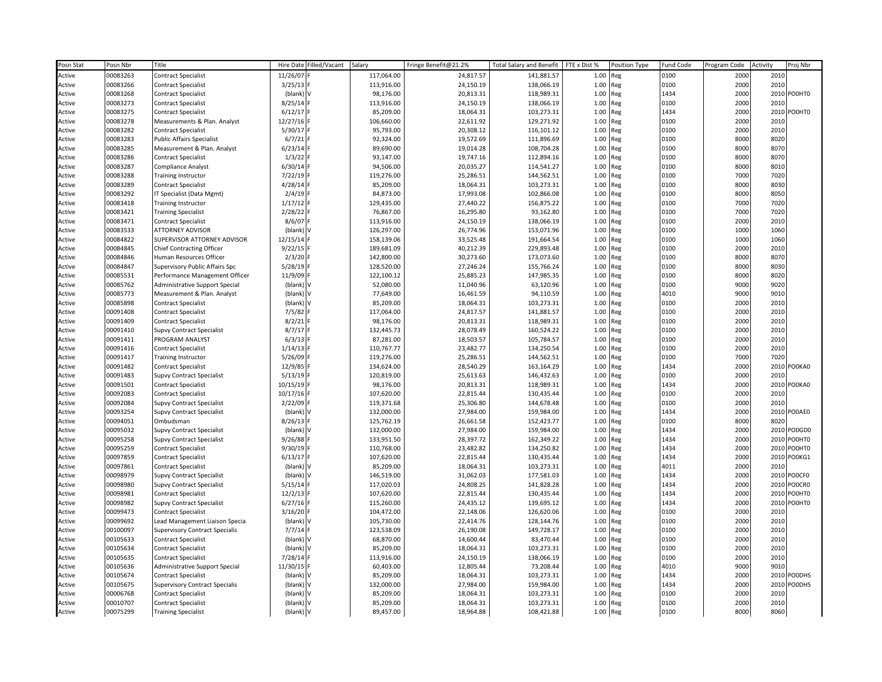| Posn Stat | Posn Nbr | Title | Hire Date | Filled/Vacant | Salary | Fringe Benefit@21.2% | Total Salary and Benefit | FTE x Dist % | Position Type | Fund Code | Program Code | Activity | Proj Nbr |
|---|---|---|---|---|---|---|---|---|---|---|---|---|---|
| Active | 00083263 | Contract Specialist | 11/26/07 | F | 117,064.00 | 24,817.57 | 141,881.57 | 1.00 | Reg | 0100 | 2000 | 2010 | |
| Active | 00083266 | Contract Specialist | 3/25/13 | F | 113,916.00 | 24,150.19 | 138,066.19 | 1.00 | Reg | 0100 | 2000 | 2010 | |
| Active | 00083268 | Contract Specialist | (blank) | V | 98,176.00 | 20,813.31 | 118,989.31 | 1.00 | Reg | 1434 | 2000 | 2010 | POOHT0 |
| Active | 00083273 | Contract Specialist | 8/25/14 | F | 113,916.00 | 24,150.19 | 138,066.19 | 1.00 | Reg | 0100 | 2000 | 2010 | |
| Active | 00083275 | Contract Specialist | 6/12/17 | F | 85,209.00 | 18,064.31 | 103,273.31 | 1.00 | Reg | 1434 | 2000 | 2010 | POOHT0 |
| Active | 00083278 | Measurements & Plan. Analyst | 12/27/16 | F | 106,660.00 | 22,611.92 | 129,271.92 | 1.00 | Reg | 0100 | 2000 | 2010 | |
| Active | 00083282 | Contract Specialist | 5/30/17 | F | 95,793.00 | 20,308.12 | 116,101.12 | 1.00 | Reg | 0100 | 2000 | 2010 | |
| Active | 00083283 | Public Affairs Specialist | 6/7/21 | F | 92,324.00 | 19,572.69 | 111,896.69 | 1.00 | Reg | 0100 | 8000 | 8020 | |
| Active | 00083285 | Measurement & Plan. Analyst | 6/23/14 | F | 89,690.00 | 19,014.28 | 108,704.28 | 1.00 | Reg | 0100 | 8000 | 8070 | |
| Active | 00083286 | Contract Specialist | 1/3/22 | F | 93,147.00 | 19,747.16 | 112,894.16 | 1.00 | Reg | 0100 | 8000 | 8070 | |
| Active | 00083287 | Compliance Analyst | 6/30/14 | F | 94,506.00 | 20,035.27 | 114,541.27 | 1.00 | Reg | 0100 | 8000 | 8010 | |
| Active | 00083288 | Training Instructor | 7/22/19 | F | 119,276.00 | 25,286.51 | 144,562.51 | 1.00 | Reg | 0100 | 7000 | 7020 | |
| Active | 00083289 | Contract Specialist | 4/28/14 | F | 85,209.00 | 18,064.31 | 103,273.31 | 1.00 | Reg | 0100 | 8000 | 8030 | |
| Active | 00083292 | IT Specialist (Data Mgmt) | 2/4/19 | F | 84,873.00 | 17,993.08 | 102,866.08 | 1.00 | Reg | 0100 | 8000 | 8050 | |
| Active | 00083418 | Training Instructor | 1/17/12 | F | 129,435.00 | 27,440.22 | 156,875.22 | 1.00 | Reg | 0100 | 7000 | 7020 | |
| Active | 00083421 | Training Specialist | 2/28/22 | F | 76,867.00 | 16,295.80 | 93,162.80 | 1.00 | Reg | 0100 | 7000 | 7020 | |
| Active | 00083471 | Contract Specialist | 8/6/07 | F | 113,916.00 | 24,150.19 | 138,066.19 | 1.00 | Reg | 0100 | 2000 | 2010 | |
| Active | 00083533 | ATTORNEY ADVISOR | (blank) | V | 126,297.00 | 26,774.96 | 153,071.96 | 1.00 | Reg | 0100 | 1000 | 1060 | |
| Active | 00084822 | SUPERVISOR ATTORNEY ADVISOR | 12/15/14 | F | 158,139.06 | 33,525.48 | 191,664.54 | 1.00 | Reg | 0100 | 1000 | 1060 | |
| Active | 00084845 | Chief Contracting Officer | 9/22/15 | F | 189,681.09 | 40,212.39 | 229,893.48 | 1.00 | Reg | 0100 | 2000 | 2010 | |
| Active | 00084846 | Human Resources Officer | 2/3/20 | F | 142,800.00 | 30,273.60 | 173,073.60 | 1.00 | Reg | 0100 | 8000 | 8070 | |
| Active | 00084847 | Supervisory Public Affairs Spc | 5/28/19 | F | 128,520.00 | 27,246.24 | 155,766.24 | 1.00 | Reg | 0100 | 8000 | 8030 | |
| Active | 00085531 | Performance Management Officer | 11/9/09 | F | 122,100.12 | 25,885.23 | 147,985.35 | 1.00 | Reg | 0100 | 8000 | 8020 | |
| Active | 00085762 | Administrative Support Special | (blank) | V | 52,080.00 | 11,040.96 | 63,120.96 | 1.00 | Reg | 0100 | 9000 | 9020 | |
| Active | 00085773 | Measurement & Plan. Analyst | (blank) | V | 77,649.00 | 16,461.59 | 94,110.59 | 1.00 | Reg | 4010 | 9000 | 9010 | |
| Active | 00085898 | Contract Specialist | (blank) | V | 85,209.00 | 18,064.31 | 103,273.31 | 1.00 | Reg | 0100 | 2000 | 2010 | |
| Active | 00091408 | Contract Specialist | 7/5/82 | F | 117,064.00 | 24,817.57 | 141,881.57 | 1.00 | Reg | 0100 | 2000 | 2010 | |
| Active | 00091409 | Contract Specialist | 8/2/21 | F | 98,176.00 | 20,813.31 | 118,989.31 | 1.00 | Reg | 0100 | 2000 | 2010 | |
| Active | 00091410 | Supvy Contract Specialist | 8/7/17 | F | 132,445.73 | 28,078.49 | 160,524.22 | 1.00 | Reg | 0100 | 2000 | 2010 | |
| Active | 00091411 | PROGRAM ANALYST | 6/3/13 | F | 87,281.00 | 18,503.57 | 105,784.57 | 1.00 | Reg | 0100 | 2000 | 2010 | |
| Active | 00091416 | Contract Specialist | 1/14/13 | F | 110,767.77 | 23,482.77 | 134,250.54 | 1.00 | Reg | 0100 | 2000 | 2010 | |
| Active | 00091417 | Training Instructor | 5/26/09 | F | 119,276.00 | 25,286.51 | 144,562.51 | 1.00 | Reg | 0100 | 7000 | 7020 | |
| Active | 00091482 | Contract Specialist | 12/9/85 | F | 134,624.00 | 28,540.29 | 163,164.29 | 1.00 | Reg | 1434 | 2000 | 2010 | POOKA0 |
| Active | 00091483 | Supvy Contract Specialist | 5/13/19 | F | 120,819.00 | 25,613.63 | 146,432.63 | 1.00 | Reg | 0100 | 2000 | 2010 | |
| Active | 00091501 | Contract Specialist | 10/15/19 | F | 98,176.00 | 20,813.31 | 118,989.31 | 1.00 | Reg | 1434 | 2000 | 2010 | POOKA0 |
| Active | 00092083 | Contract Specialist | 10/17/16 | F | 107,620.00 | 22,815.44 | 130,435.44 | 1.00 | Reg | 0100 | 2000 | 2010 | |
| Active | 00092084 | Supvy Contract Specialist | 2/22/09 | F | 119,371.68 | 25,306.80 | 144,678.48 | 1.00 | Reg | 0100 | 2000 | 2010 | |
| Active | 00093254 | Supvy Contract Specialist | (blank) | V | 132,000.00 | 27,984.00 | 159,984.00 | 1.00 | Reg | 1434 | 2000 | 2010 | POOAE0 |
| Active | 00094051 | Ombudsman | 8/26/13 | F | 125,762.19 | 26,661.58 | 152,423.77 | 1.00 | Reg | 0100 | 8000 | 8020 | |
| Active | 00095032 | Supvy Contract Specialist | (blank) | V | 132,000.00 | 27,984.00 | 159,984.00 | 1.00 | Reg | 1434 | 2000 | 2010 | POOGD0 |
| Active | 00095258 | Supvy Contract Specialist | 9/26/88 | F | 133,951.50 | 28,397.72 | 162,349.22 | 1.00 | Reg | 1434 | 2000 | 2010 | POOHT0 |
| Active | 00095259 | Contract Specialist | 9/30/19 | F | 110,768.00 | 23,482.82 | 134,250.82 | 1.00 | Reg | 1434 | 2000 | 2010 | POOHT0 |
| Active | 00097859 | Contract Specialist | 6/13/17 | F | 107,620.00 | 22,815.44 | 130,435.44 | 1.00 | Reg | 1434 | 2000 | 2010 | POOKG1 |
| Active | 00097861 | Contract Specialist | (blank) | V | 85,209.00 | 18,064.31 | 103,273.31 | 1.00 | Reg | 4011 | 2000 | 2010 | |
| Active | 00098979 | Supvy Contract Specialist | (blank) | V | 146,519.00 | 31,062.03 | 177,581.03 | 1.00 | Reg | 1434 | 2000 | 2010 | POOCF0 |
| Active | 00098980 | Supvy Contract Specialist | 5/15/14 | F | 117,020.03 | 24,808.25 | 141,828.28 | 1.00 | Reg | 1434 | 2000 | 2010 | POOCR0 |
| Active | 00098981 | Contract Specialist | 12/2/13 | F | 107,620.00 | 22,815.44 | 130,435.44 | 1.00 | Reg | 1434 | 2000 | 2010 | POOHT0 |
| Active | 00098982 | Supvy Contract Specialist | 6/27/16 | F | 115,260.00 | 24,435.12 | 139,695.12 | 1.00 | Reg | 1434 | 2000 | 2010 | POOHT0 |
| Active | 00099473 | Contract Specialist | 3/16/20 | F | 104,472.00 | 22,148.06 | 126,620.06 | 1.00 | Reg | 0100 | 2000 | 2010 | |
| Active | 00099692 | Lead Management Liaison Specia | (blank) | V | 105,730.00 | 22,414.76 | 128,144.76 | 1.00 | Reg | 0100 | 2000 | 2010 | |
| Active | 00100097 | Supervisory Contract Specialis | 7/7/14 | F | 123,538.09 | 26,190.08 | 149,728.17 | 1.00 | Reg | 0100 | 2000 | 2010 | |
| Active | 00105633 | Contract Specialist | (blank) | V | 68,870.00 | 14,600.44 | 83,470.44 | 1.00 | Reg | 0100 | 2000 | 2010 | |
| Active | 00105634 | Contract Specialist | (blank) | V | 85,209.00 | 18,064.31 | 103,273.31 | 1.00 | Reg | 0100 | 2000 | 2010 | |
| Active | 00105635 | Contract Specialist | 7/28/14 | F | 113,916.00 | 24,150.19 | 138,066.19 | 1.00 | Reg | 0100 | 2000 | 2010 | |
| Active | 00105636 | Administrative Support Special | 11/30/15 | F | 60,403.00 | 12,805.44 | 73,208.44 | 1.00 | Reg | 4010 | 9000 | 9010 | |
| Active | 00105674 | Contract Specialist | (blank) | V | 85,209.00 | 18,064.31 | 103,273.31 | 1.00 | Reg | 1434 | 2000 | 2010 | POODHS |
| Active | 00105675 | Supervisory Contract Specialis | (blank) | V | 132,000.00 | 27,984.00 | 159,984.00 | 1.00 | Reg | 1434 | 2000 | 2010 | POODHS |
| Active | 00006768 | Contract Specialist | (blank) | V | 85,209.00 | 18,064.31 | 103,273.31 | 1.00 | Reg | 0100 | 2000 | 2010 | |
| Active | 00010707 | Contract Specialist | (blank) | V | 85,209.00 | 18,064.31 | 103,273.31 | 1.00 | Reg | 0100 | 2000 | 2010 | |
| Active | 00075299 | Training Specialist | (blank) | V | 89,457.00 | 18,964.88 | 108,421.88 | 1.00 | Reg | 0100 | 8000 | 8060 | |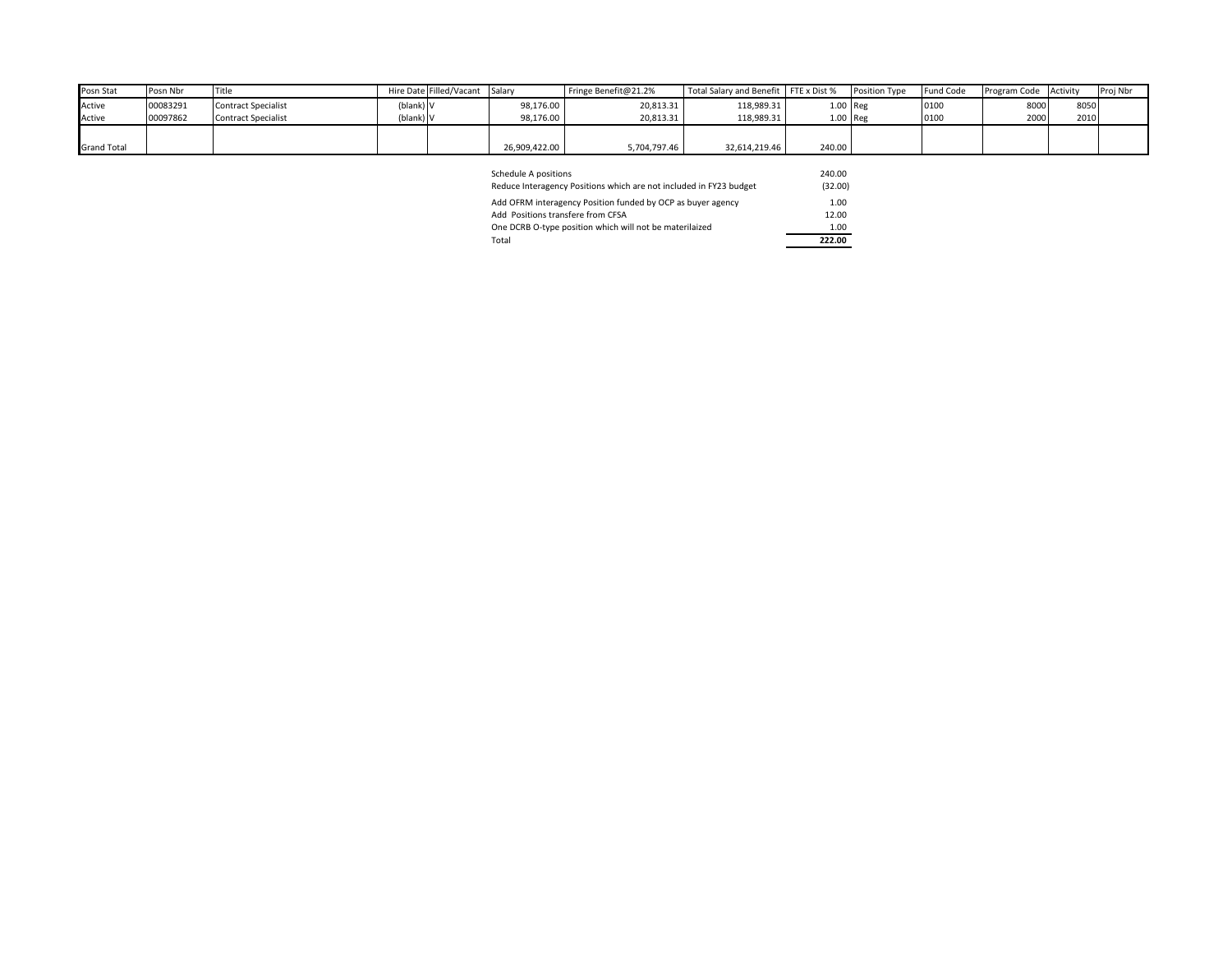| Posn Stat | Posn Nbr | Title | Hire Date | Filled/Vacant | Salary | Fringe Benefit@21.2% | Total Salary and Benefit | FTE x Dist % | Position Type | Fund Code | Program Code | Activity | Proj Nbr |
|---|---|---|---|---|---|---|---|---|---|---|---|---|---|
| Active | 00083291 | Contract Specialist | (blank) | V | 98,176.00 | 20,813.31 | 118,989.31 | 1.00 | Reg | 0100 | 8000 | 8050 | |
| Active | 00097862 | Contract Specialist | (blank) | V | 98,176.00 | 20,813.31 | 118,989.31 | 1.00 | Reg | 0100 | 2000 | 2010 | |
| | | | | | | | | | | | | | |
| Grand Total | | | | | 26,909,422.00 | 5,704,797.46 | 32,614,219.46 | 240.00 | | | | | |

| | |
|---|---|
| Schedule A positions | 240.00 |
| Reduce Interagency Positions which are not included in FY23 budget | (32.00) |
| Add OFRM interagency Position funded by OCP as buyer agency | 1.00 |
| Add Positions transfere from CFSA | 12.00 |
| One DCRB O-type position which will not be materilaized | 1.00 |
| Total | **222.00** |